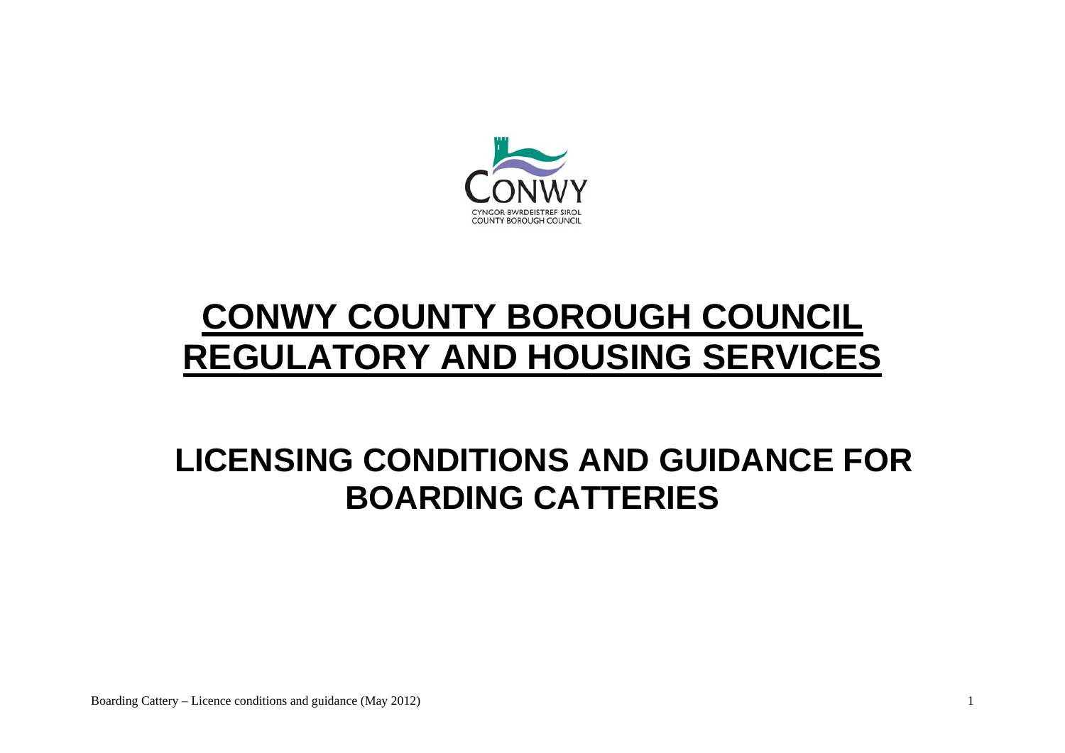CONWY

CYNGOR BWRDEISTREF SIROL
COUNTY BOROUGH COUNCIL

# CONWY COUNTY BOROUGH COUNCIL
# REGULATORY AND HOUSING SERVICES

## LICENSING CONDITIONS AND GUIDANCE FOR BOARDING CATTERIES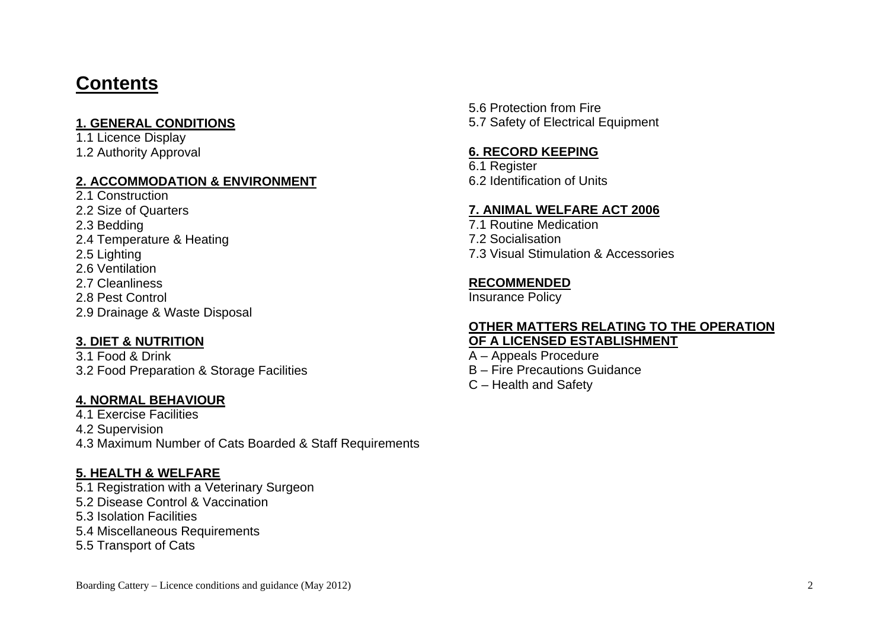# Contents

**1. GENERAL CONDITIONS**

1.1 Licence Display
1.2 Authority Approval

**2. ACCOMMODATION & ENVIRONMENT**

2.1 Construction
2.2 Size of Quarters
2.3 Bedding
2.4 Temperature & Heating
2.5 Lighting
2.6 Ventilation
2.7 Cleanliness
2.8 Pest Control
2.9 Drainage & Waste Disposal

**3. DIET & NUTRITION**

3.1 Food & Drink
3.2 Food Preparation & Storage Facilities

**4. NORMAL BEHAVIOUR**

4.1 Exercise Facilities
4.2 Supervision
4.3 Maximum Number of Cats Boarded & Staff Requirements

**5. HEALTH & WELFARE**

5.1 Registration with a Veterinary Surgeon
5.2 Disease Control & Vaccination
5.3 Isolation Facilities
5.4 Miscellaneous Requirements
5.5 Transport of Cats
5.6 Protection from Fire
5.7 Safety of Electrical Equipment

**6. RECORD KEEPING**

6.1 Register
6.2 Identification of Units

**7. ANIMAL WELFARE ACT 2006**

7.1 Routine Medication
7.2 Socialisation
7.3 Visual Stimulation & Accessories

**RECOMMENDED**

Insurance Policy

**OTHER MATTERS RELATING TO THE OPERATION OF A LICENSED ESTABLISHMENT**

A – Appeals Procedure
B – Fire Precautions Guidance
C – Health and Safety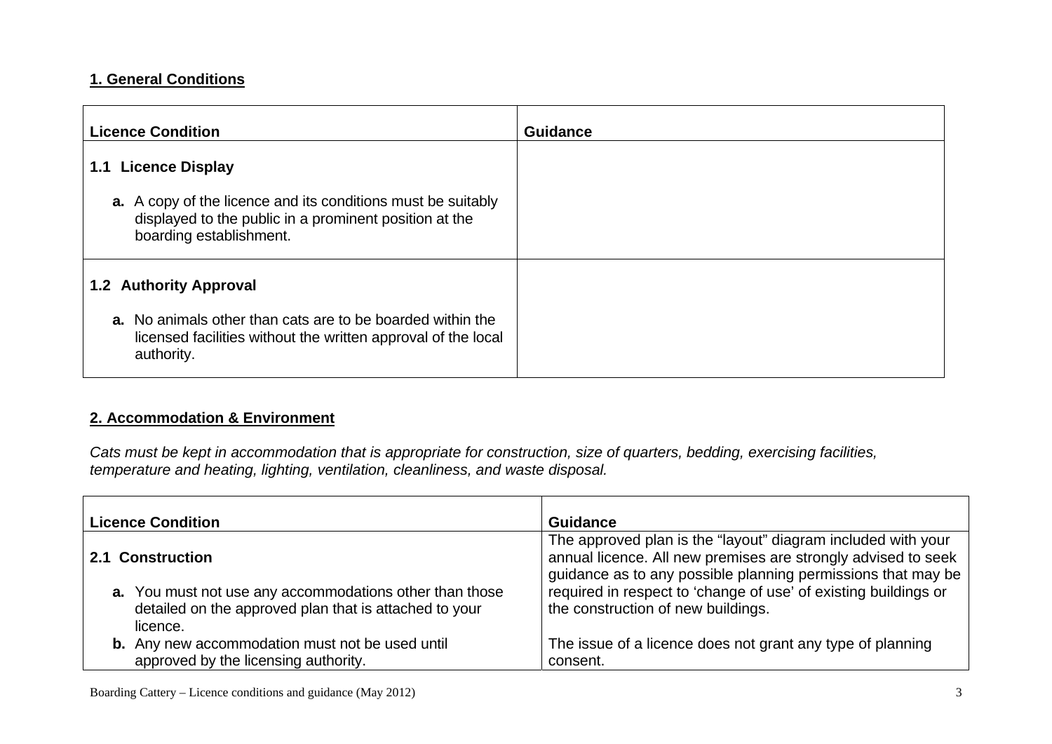## 1. General Conditions

| Licence Condition | Guidance |
|---|---|
| **1.1 Licence Display**<br><br>**a.** A copy of the licence and its conditions must be suitably displayed to the public in a prominent position at the boarding establishment. | |
| **1.2 Authority Approval**<br><br>**a.** No animals other than cats are to be boarded within the licensed facilities without the written approval of the local authority. | |

## 2. Accommodation & Environment

*Cats must be kept in accommodation that is appropriate for construction, size of quarters, bedding, exercising facilities, temperature and heating, lighting, ventilation, cleanliness, and waste disposal.*

| Licence Condition | Guidance |
|---|---|
| **2.1 Construction**<br><br>**a.** You must not use any accommodations other than those detailed on the approved plan that is attached to your licence.<br>**b.** Any new accommodation must not be used until approved by the licensing authority. | The approved plan is the "layout" diagram included with your annual licence. All new premises are strongly advised to seek guidance as to any possible planning permissions that may be required in respect to 'change of use' of existing buildings or the construction of new buildings.<br><br>The issue of a licence does not grant any type of planning consent. |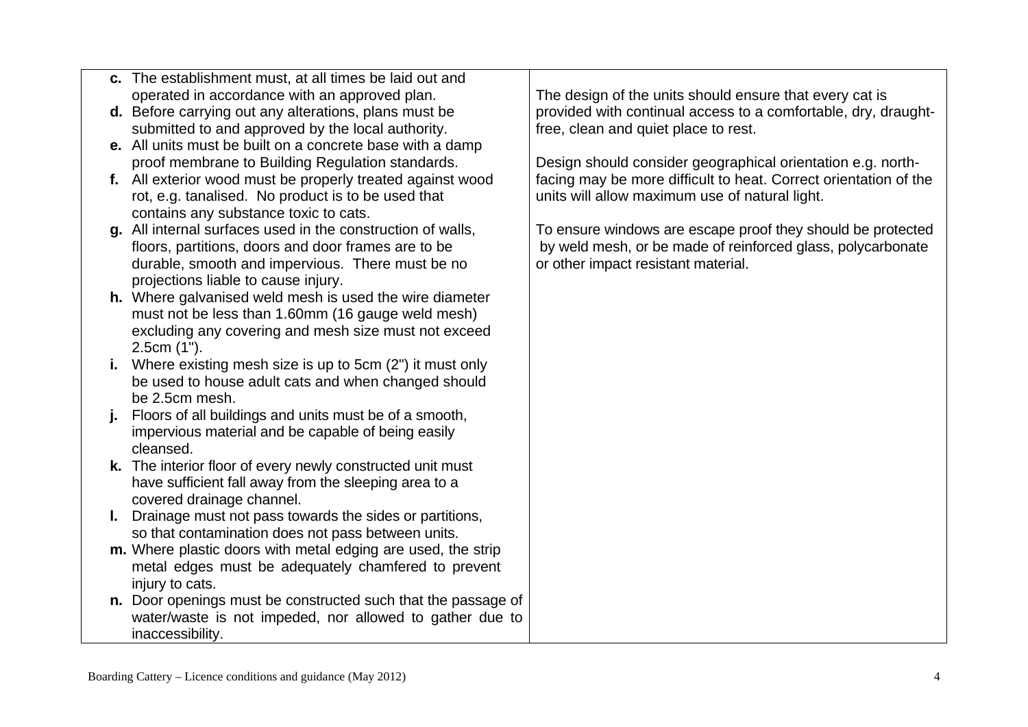| | |
|---|---|
| **c.** The establishment must, at all times be laid out and operated in accordance with an approved plan.<br>**d.** Before carrying out any alterations, plans must be submitted to and approved by the local authority.<br>**e.** All units must be built on a concrete base with a damp proof membrane to Building Regulation standards.<br>**f.** All exterior wood must be properly treated against wood rot, e.g. tanalised. No product is to be used that contains any substance toxic to cats.<br>**g.** All internal surfaces used in the construction of walls, floors, partitions, doors and door frames are to be durable, smooth and impervious. There must be no projections liable to cause injury.<br>**h.** Where galvanised weld mesh is used the wire diameter must not be less than 1.60mm (16 gauge weld mesh) excluding any covering and mesh size must not exceed 2.5cm (1").<br>**i.** Where existing mesh size is up to 5cm (2") it must only be used to house adult cats and when changed should be 2.5cm mesh.<br>**j.** Floors of all buildings and units must be of a smooth, impervious material and be capable of being easily cleansed.<br>**k.** The interior floor of every newly constructed unit must have sufficient fall away from the sleeping area to a covered drainage channel.<br>**l.** Drainage must not pass towards the sides or partitions, so that contamination does not pass between units.<br>**m.** Where plastic doors with metal edging are used, the strip metal edges must be adequately chamfered to prevent injury to cats.<br>**n.** Door openings must be constructed such that the passage of water/waste is not impeded, nor allowed to gather due to inaccessibility. | The design of the units should ensure that every cat is provided with continual access to a comfortable, dry, draught-free, clean and quiet place to rest.<br><br>Design should consider geographical orientation e.g. north-facing may be more difficult to heat. Correct orientation of the units will allow maximum use of natural light.<br><br>To ensure windows are escape proof they should be protected by weld mesh, or be made of reinforced glass, polycarbonate or other impact resistant material. |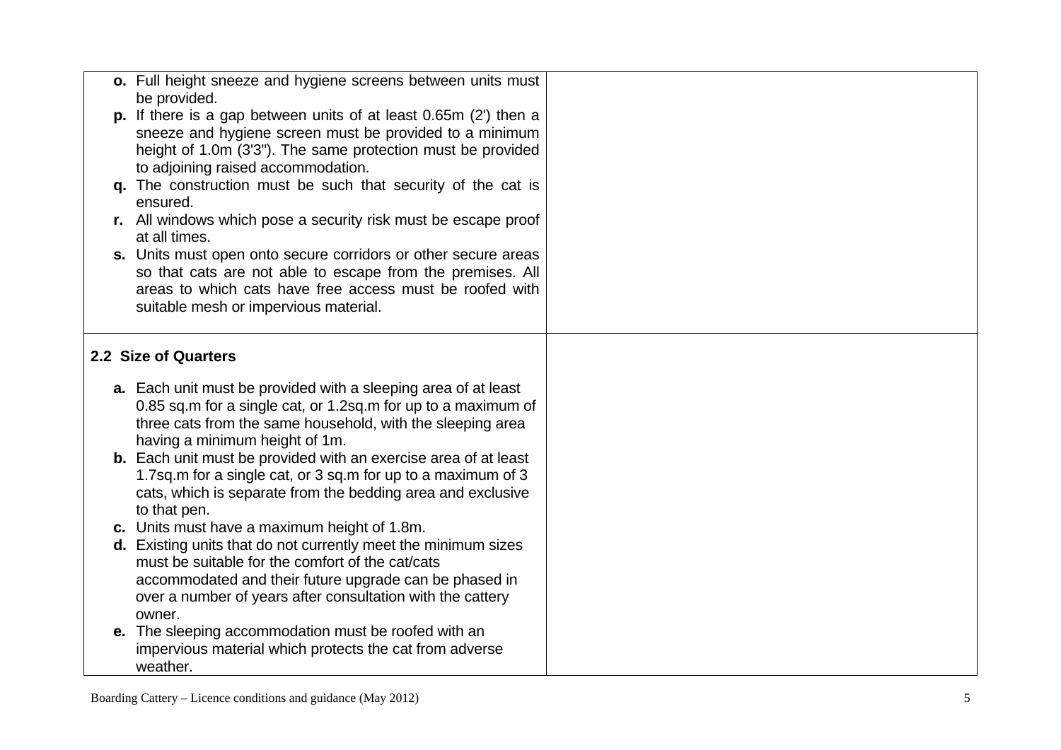| | |
|---|---|
| **o.** Full height sneeze and hygiene screens between units must be provided.<br>**p.** If there is a gap between units of at least 0.65m (2') then a sneeze and hygiene screen must be provided to a minimum height of 1.0m (3'3"). The same protection must be provided to adjoining raised accommodation.<br>**q.** The construction must be such that security of the cat is ensured.<br>**r.** All windows which pose a security risk must be escape proof at all times.<br>**s.** Units must open onto secure corridors or other secure areas so that cats are not able to escape from the premises. All areas to which cats have free access must be roofed with suitable mesh or impervious material. | |
| **2.2 Size of Quarters**<br><br>**a.** Each unit must be provided with a sleeping area of at least 0.85 sq.m for a single cat, or 1.2sq.m for up to a maximum of three cats from the same household, with the sleeping area having a minimum height of 1m.<br>**b.** Each unit must be provided with an exercise area of at least 1.7sq.m for a single cat, or 3 sq.m for up to a maximum of 3 cats, which is separate from the bedding area and exclusive to that pen.<br>**c.** Units must have a maximum height of 1.8m.<br>**d.** Existing units that do not currently meet the minimum sizes must be suitable for the comfort of the cat/cats accommodated and their future upgrade can be phased in over a number of years after consultation with the cattery owner.<br>**e.** The sleeping accommodation must be roofed with an impervious material which protects the cat from adverse weather. | |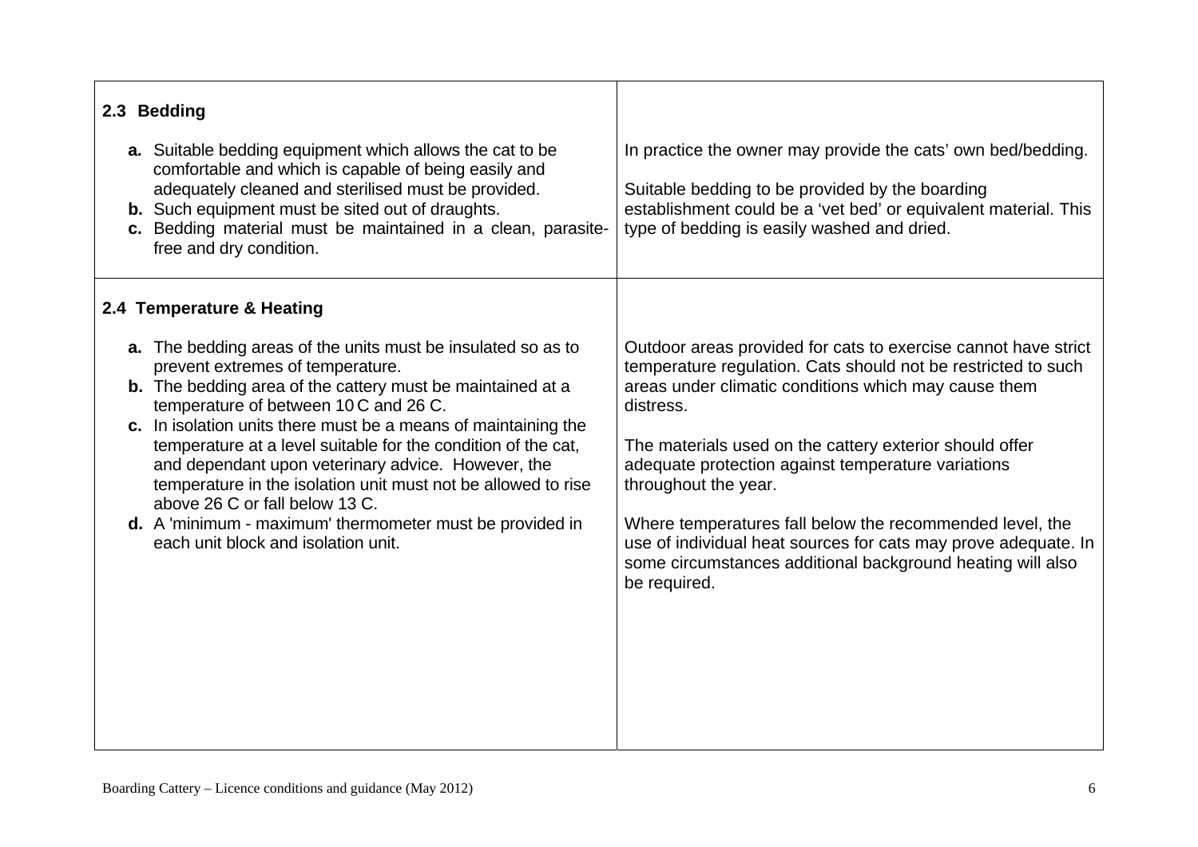| | |
|---|---|
| **2.3 Bedding**<br><br>**a.** Suitable bedding equipment which allows the cat to be comfortable and which is capable of being easily and adequately cleaned and sterilised must be provided.<br>**b.** Such equipment must be sited out of draughts.<br>**c.** Bedding material must be maintained in a clean, parasite-free and dry condition. | In practice the owner may provide the cats' own bed/bedding.<br><br>Suitable bedding to be provided by the boarding establishment could be a 'vet bed' or equivalent material. This type of bedding is easily washed and dried. |
| **2.4 Temperature & Heating**<br><br>**a.** The bedding areas of the units must be insulated so as to prevent extremes of temperature.<br>**b.** The bedding area of the cattery must be maintained at a temperature of between 10 C and 26 C.<br>**c.** In isolation units there must be a means of maintaining the temperature at a level suitable for the condition of the cat, and dependant upon veterinary advice. However, the temperature in the isolation unit must not be allowed to rise above 26 C or fall below 13 C.<br>**d.** A 'minimum - maximum' thermometer must be provided in each unit block and isolation unit. | Outdoor areas provided for cats to exercise cannot have strict temperature regulation. Cats should not be restricted to such areas under climatic conditions which may cause them distress.<br><br>The materials used on the cattery exterior should offer adequate protection against temperature variations throughout the year.<br><br>Where temperatures fall below the recommended level, the use of individual heat sources for cats may prove adequate. In some circumstances additional background heating will also be required. |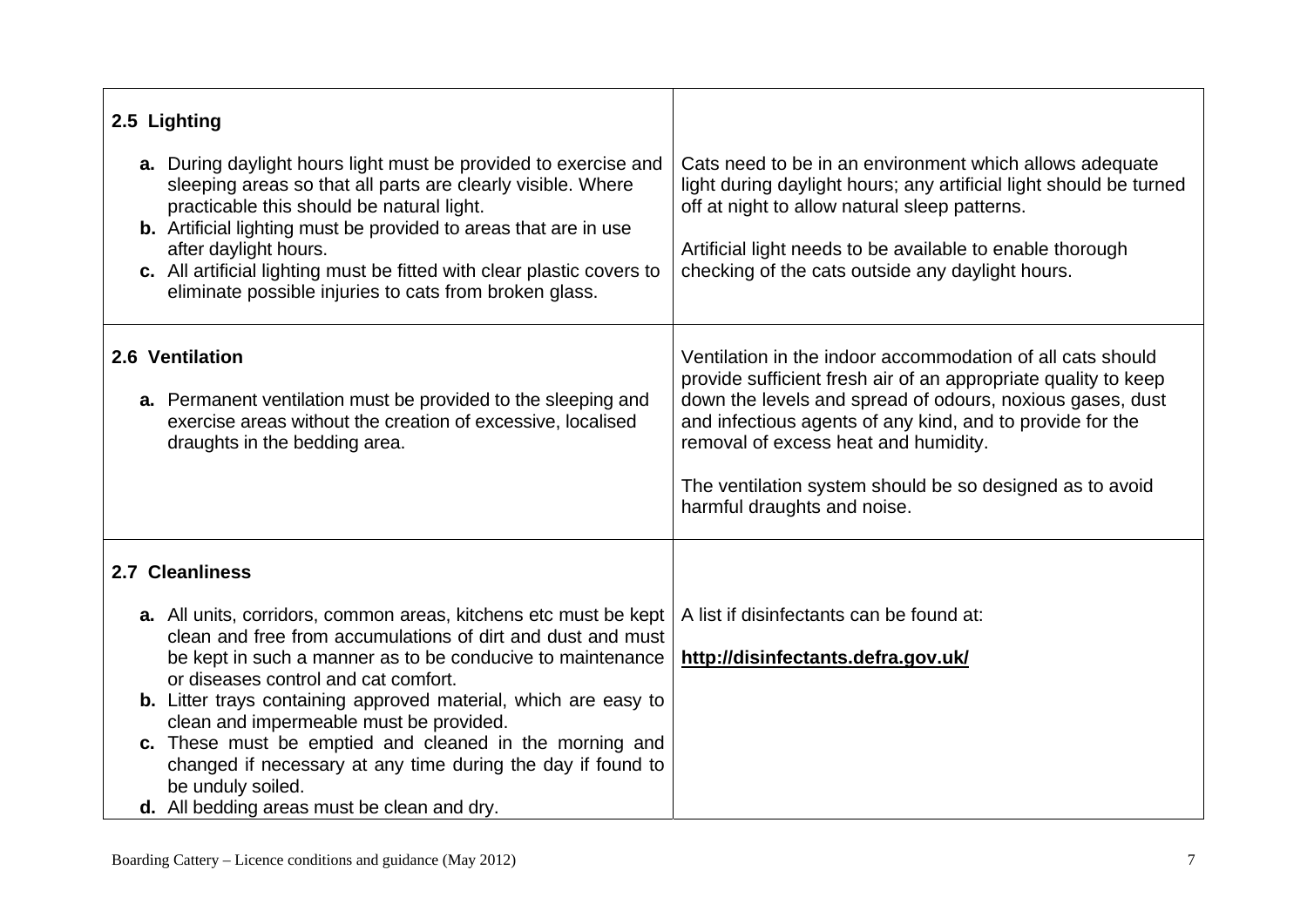| | |
|---|---|
| **2.5 Lighting**<br><br>**a.** During daylight hours light must be provided to exercise and sleeping areas so that all parts are clearly visible. Where practicable this should be natural light.<br>**b.** Artificial lighting must be provided to areas that are in use after daylight hours.<br>**c.** All artificial lighting must be fitted with clear plastic covers to eliminate possible injuries to cats from broken glass. | Cats need to be in an environment which allows adequate light during daylight hours; any artificial light should be turned off at night to allow natural sleep patterns.<br><br>Artificial light needs to be available to enable thorough checking of the cats outside any daylight hours. |
| **2.6 Ventilation**<br><br>**a.** Permanent ventilation must be provided to the sleeping and exercise areas without the creation of excessive, localised draughts in the bedding area. | Ventilation in the indoor accommodation of all cats should provide sufficient fresh air of an appropriate quality to keep down the levels and spread of odours, noxious gases, dust and infectious agents of any kind, and to provide for the removal of excess heat and humidity.<br><br>The ventilation system should be so designed as to avoid harmful draughts and noise. |
| **2.7 Cleanliness**<br><br>**a.** All units, corridors, common areas, kitchens etc must be kept clean and free from accumulations of dirt and dust and must be kept in such a manner as to be conducive to maintenance or diseases control and cat comfort.<br>**b.** Litter trays containing approved material, which are easy to clean and impermeable must be provided.<br>**c.** These must be emptied and cleaned in the morning and changed if necessary at any time during the day if found to be unduly soiled.<br>**d.** All bedding areas must be clean and dry. | A list if disinfectants can be found at:<br><br>**http://disinfectants.defra.gov.uk/** |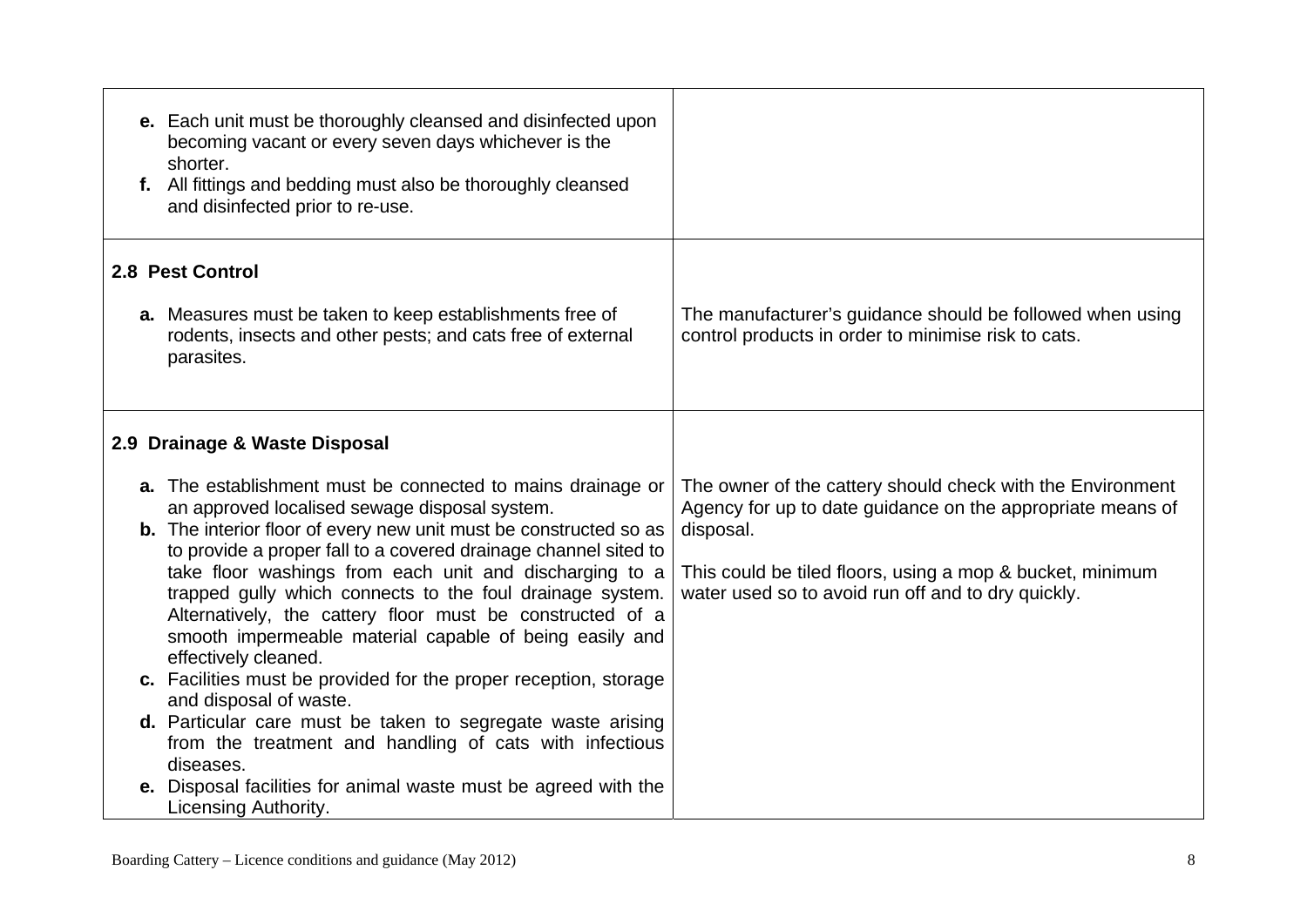| | |
|---|---|
| **e.** Each unit must be thoroughly cleansed and disinfected upon becoming vacant or every seven days whichever is the shorter.<br>**f.** All fittings and bedding must also be thoroughly cleansed and disinfected prior to re-use. | |
| **2.8 Pest Control**<br><br>**a.** Measures must be taken to keep establishments free of rodents, insects and other pests; and cats free of external parasites. | The manufacturer's guidance should be followed when using control products in order to minimise risk to cats. |
| **2.9 Drainage & Waste Disposal**<br><br>**a.** The establishment must be connected to mains drainage or an approved localised sewage disposal system.<br>**b.** The interior floor of every new unit must be constructed so as to provide a proper fall to a covered drainage channel sited to take floor washings from each unit and discharging to a trapped gully which connects to the foul drainage system. Alternatively, the cattery floor must be constructed of a smooth impermeable material capable of being easily and effectively cleaned.<br>**c.** Facilities must be provided for the proper reception, storage and disposal of waste.<br>**d.** Particular care must be taken to segregate waste arising from the treatment and handling of cats with infectious diseases.<br>**e.** Disposal facilities for animal waste must be agreed with the Licensing Authority. | The owner of the cattery should check with the Environment Agency for up to date guidance on the appropriate means of disposal.<br><br>This could be tiled floors, using a mop & bucket, minimum water used so to avoid run off and to dry quickly. |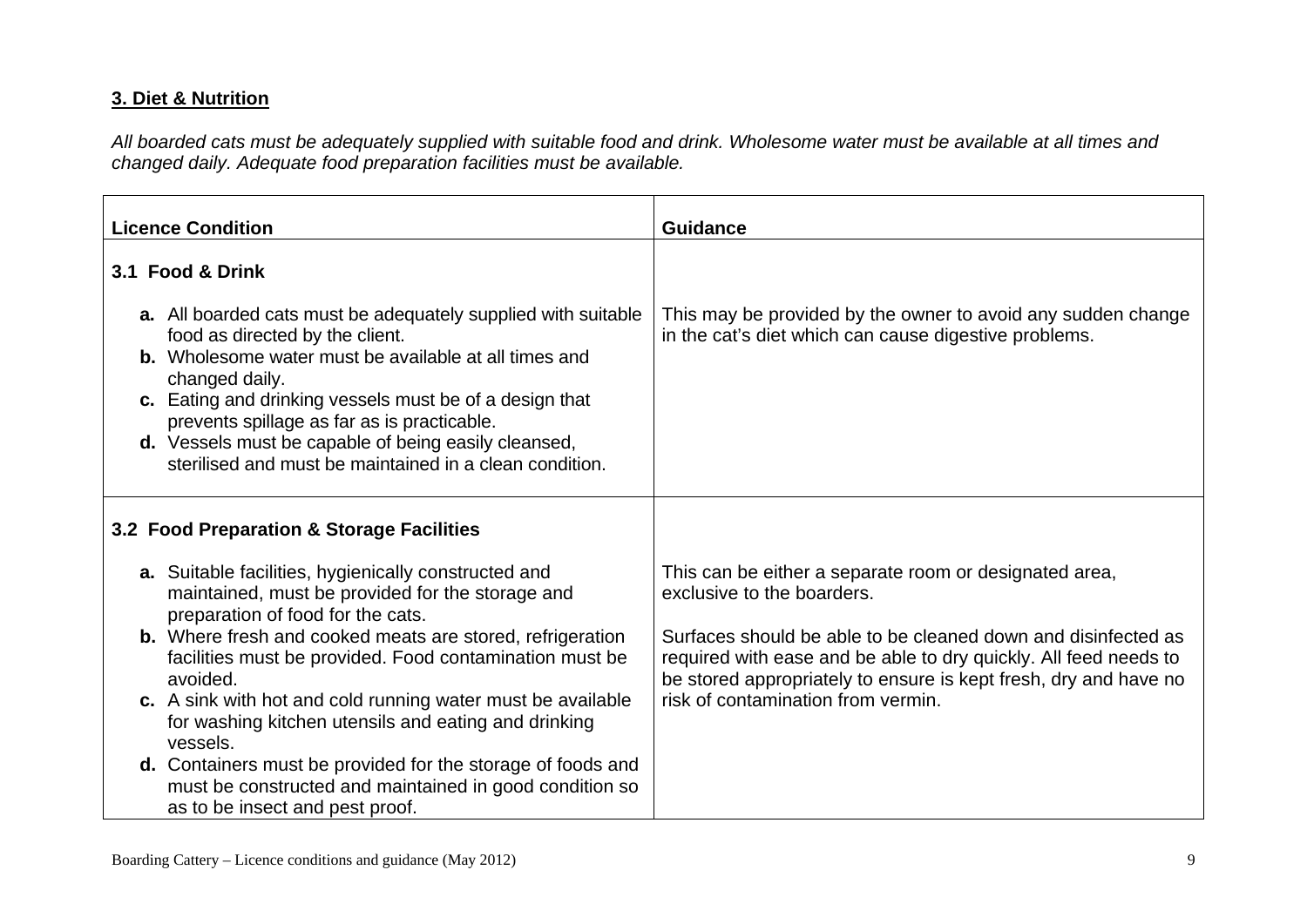## 3. Diet & Nutrition

*All boarded cats must be adequately supplied with suitable food and drink. Wholesome water must be available at all times and changed daily. Adequate food preparation facilities must be available.*

| Licence Condition | Guidance |
|---|---|
| **3.1 Food & Drink**<br><br>**a.** All boarded cats must be adequately supplied with suitable food as directed by the client.<br>**b.** Wholesome water must be available at all times and changed daily.<br>**c.** Eating and drinking vessels must be of a design that prevents spillage as far as is practicable.<br>**d.** Vessels must be capable of being easily cleansed, sterilised and must be maintained in a clean condition. | This may be provided by the owner to avoid any sudden change in the cat's diet which can cause digestive problems. |
| **3.2 Food Preparation & Storage Facilities**<br><br>**a.** Suitable facilities, hygienically constructed and maintained, must be provided for the storage and preparation of food for the cats.<br>**b.** Where fresh and cooked meats are stored, refrigeration facilities must be provided. Food contamination must be avoided.<br>**c.** A sink with hot and cold running water must be available for washing kitchen utensils and eating and drinking vessels.<br>**d.** Containers must be provided for the storage of foods and must be constructed and maintained in good condition so as to be insect and pest proof. | This can be either a separate room or designated area, exclusive to the boarders.<br><br>Surfaces should be able to be cleaned down and disinfected as required with ease and be able to dry quickly. All feed needs to be stored appropriately to ensure is kept fresh, dry and have no risk of contamination from vermin. |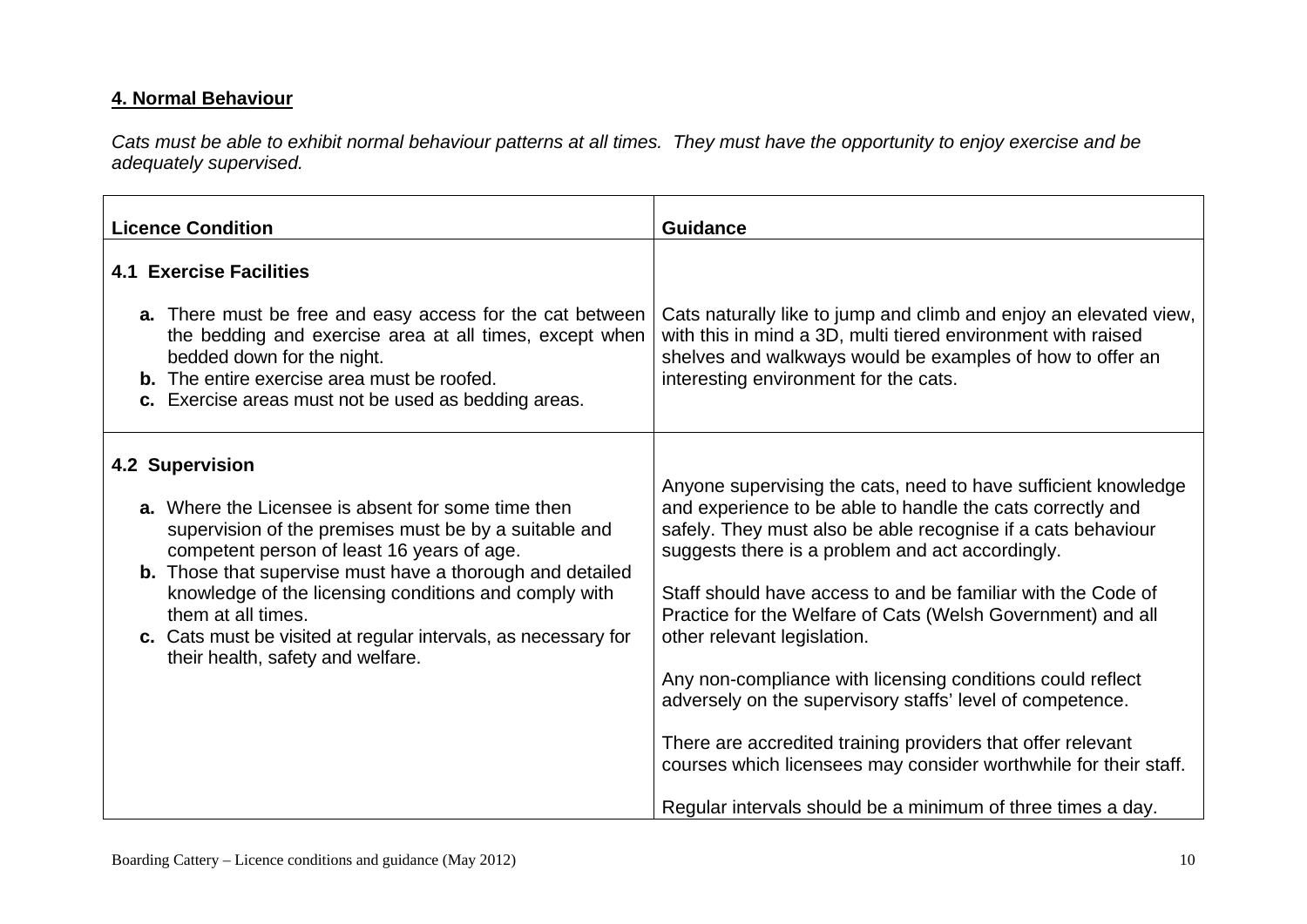## 4. Normal Behaviour

*Cats must be able to exhibit normal behaviour patterns at all times. They must have the opportunity to enjoy exercise and be adequately supervised.*

| Licence Condition | Guidance |
|---|---|
| **4.1 Exercise Facilities**<br><br>**a.** There must be free and easy access for the cat between the bedding and exercise area at all times, except when bedded down for the night.<br>**b.** The entire exercise area must be roofed.<br>**c.** Exercise areas must not be used as bedding areas. | Cats naturally like to jump and climb and enjoy an elevated view, with this in mind a 3D, multi tiered environment with raised shelves and walkways would be examples of how to offer an interesting environment for the cats. |
| **4.2 Supervision**<br><br>**a.** Where the Licensee is absent for some time then supervision of the premises must be by a suitable and competent person of least 16 years of age.<br>**b.** Those that supervise must have a thorough and detailed knowledge of the licensing conditions and comply with them at all times.<br>**c.** Cats must be visited at regular intervals, as necessary for their health, safety and welfare. | Anyone supervising the cats, need to have sufficient knowledge and experience to be able to handle the cats correctly and safely. They must also be able recognise if a cats behaviour suggests there is a problem and act accordingly.<br><br>Staff should have access to and be familiar with the Code of Practice for the Welfare of Cats (Welsh Government) and all other relevant legislation.<br><br>Any non-compliance with licensing conditions could reflect adversely on the supervisory staffs' level of competence.<br><br>There are accredited training providers that offer relevant courses which licensees may consider worthwhile for their staff.<br><br>Regular intervals should be a minimum of three times a day. |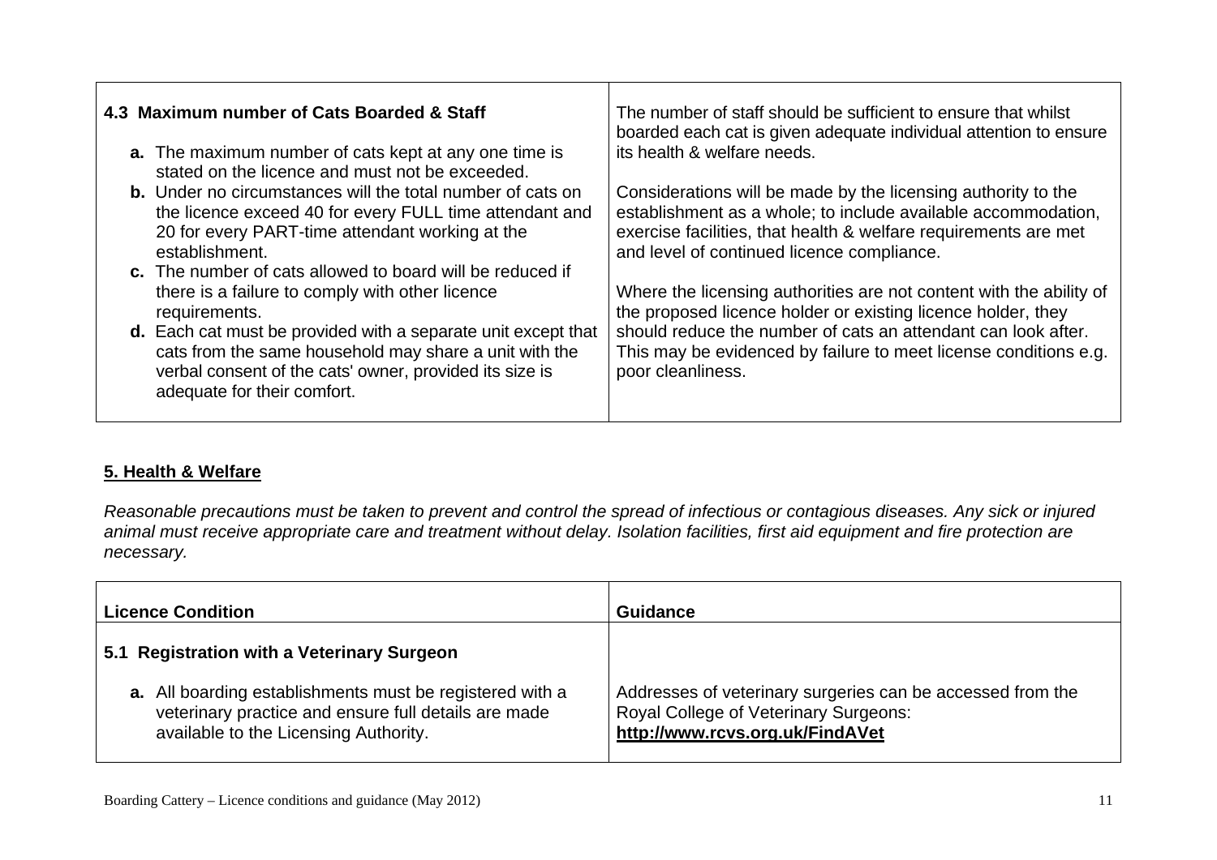| **4.3 Maximum number of Cats Boarded & Staff**<br><br>**a.** The maximum number of cats kept at any one time is stated on the licence and must not be exceeded.<br>**b.** Under no circumstances will the total number of cats on the licence exceed 40 for every FULL time attendant and 20 for every PART-time attendant working at the establishment.<br>**c.** The number of cats allowed to board will be reduced if there is a failure to comply with other licence requirements.<br>**d.** Each cat must be provided with a separate unit except that cats from the same household may share a unit with the verbal consent of the cats' owner, provided its size is adequate for their comfort. | The number of staff should be sufficient to ensure that whilst boarded each cat is given adequate individual attention to ensure its health & welfare needs.<br><br>Considerations will be made by the licensing authority to the establishment as a whole; to include available accommodation, exercise facilities, that health & welfare requirements are met and level of continued licence compliance.<br><br>Where the licensing authorities are not content with the ability of the proposed licence holder or existing licence holder, they should reduce the number of cats an attendant can look after. This may be evidenced by failure to meet license conditions e.g. poor cleanliness. |
|---|---|

## 5. Health & Welfare

*Reasonable precautions must be taken to prevent and control the spread of infectious or contagious diseases. Any sick or injured animal must receive appropriate care and treatment without delay. Isolation facilities, first aid equipment and fire protection are necessary.*

| Licence Condition | Guidance |
|---|---|
| **5.1 Registration with a Veterinary Surgeon** | |
| **a.** All boarding establishments must be registered with a veterinary practice and ensure full details are made available to the Licensing Authority. | Addresses of veterinary surgeries can be accessed from the Royal College of Veterinary Surgeons: **http://www.rcvs.org.uk/FindAVet** |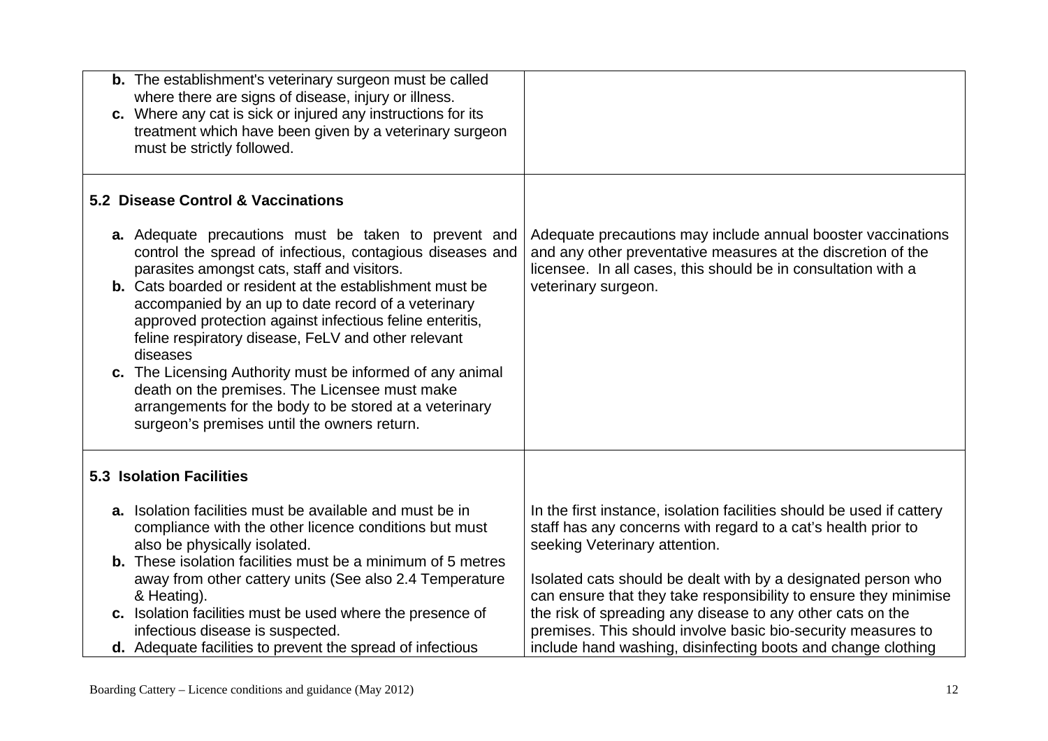| | |
|---|---|
| **b.** The establishment's veterinary surgeon must be called where there are signs of disease, injury or illness.<br>**c.** Where any cat is sick or injured any instructions for its treatment which have been given by a veterinary surgeon must be strictly followed. | |
| **5.2 Disease Control & Vaccinations**<br><br>**a.** Adequate precautions must be taken to prevent and control the spread of infectious, contagious diseases and parasites amongst cats, staff and visitors.<br>**b.** Cats boarded or resident at the establishment must be accompanied by an up to date record of a veterinary approved protection against infectious feline enteritis, feline respiratory disease, FeLV and other relevant diseases<br>**c.** The Licensing Authority must be informed of any animal death on the premises. The Licensee must make arrangements for the body to be stored at a veterinary surgeon's premises until the owners return. | Adequate precautions may include annual booster vaccinations and any other preventative measures at the discretion of the licensee. In all cases, this should be in consultation with a veterinary surgeon. |
| **5.3 Isolation Facilities**<br><br>**a.** Isolation facilities must be available and must be in compliance with the other licence conditions but must also be physically isolated.<br>**b.** These isolation facilities must be a minimum of 5 metres away from other cattery units (See also 2.4 Temperature & Heating).<br>**c.** Isolation facilities must be used where the presence of infectious disease is suspected.<br>**d.** Adequate facilities to prevent the spread of infectious | In the first instance, isolation facilities should be used if cattery staff has any concerns with regard to a cat's health prior to seeking Veterinary attention.<br><br>Isolated cats should be dealt with by a designated person who can ensure that they take responsibility to ensure they minimise the risk of spreading any disease to any other cats on the premises. This should involve basic bio-security measures to include hand washing, disinfecting boots and change clothing |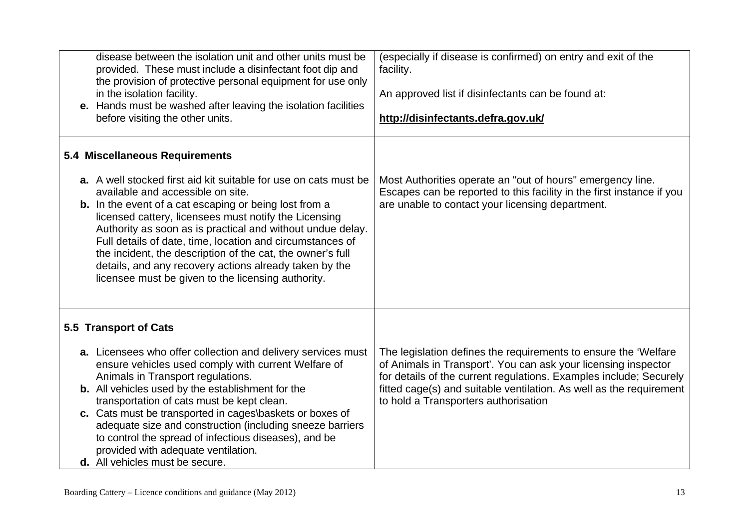| | |
|---|---|
| disease between the isolation unit and other units must be provided. These must include a disinfectant foot dip and the provision of protective personal equipment for use only in the isolation facility.<br>**e.** Hands must be washed after leaving the isolation facilities before visiting the other units. | (especially if disease is confirmed) on entry and exit of the facility.<br><br>An approved list if disinfectants can be found at:<br><br>**http://disinfectants.defra.gov.uk/** |
| **5.4 Miscellaneous Requirements**<br><br>**a.** A well stocked first aid kit suitable for use on cats must be available and accessible on site.<br>**b.** In the event of a cat escaping or being lost from a licensed cattery, licensees must notify the Licensing Authority as soon as is practical and without undue delay. Full details of date, time, location and circumstances of the incident, the description of the cat, the owner's full details, and any recovery actions already taken by the licensee must be given to the licensing authority. | Most Authorities operate an "out of hours" emergency line. Escapes can be reported to this facility in the first instance if you are unable to contact your licensing department. |
| **5.5 Transport of Cats**<br><br>**a.** Licensees who offer collection and delivery services must ensure vehicles used comply with current Welfare of Animals in Transport regulations.<br>**b.** All vehicles used by the establishment for the transportation of cats must be kept clean.<br>**c.** Cats must be transported in cages\baskets or boxes of adequate size and construction (including sneeze barriers to control the spread of infectious diseases), and be provided with adequate ventilation.<br>**d.** All vehicles must be secure. | The legislation defines the requirements to ensure the 'Welfare of Animals in Transport'. You can ask your licensing inspector for details of the current regulations. Examples include; Securely fitted cage(s) and suitable ventilation. As well as the requirement to hold a Transporters authorisation |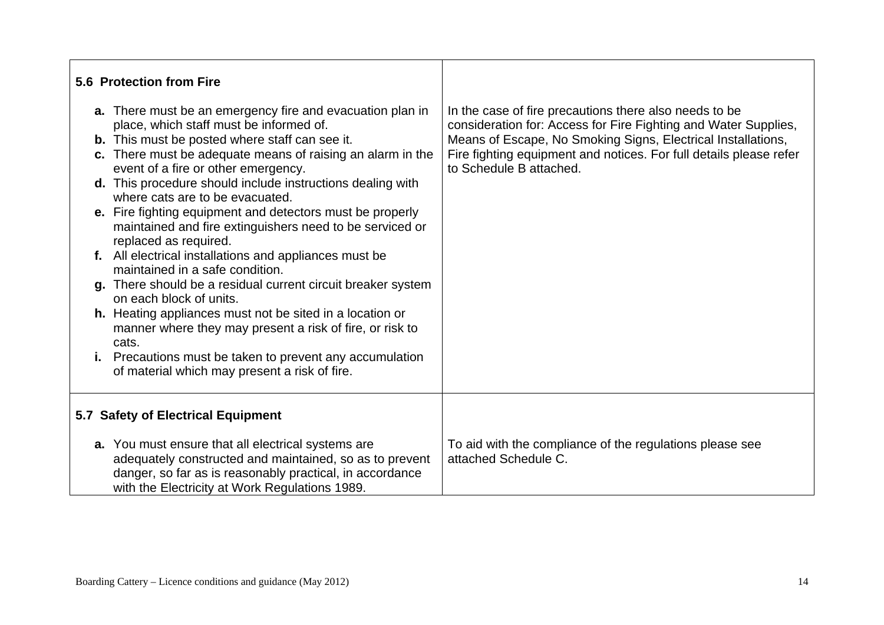| **5.6 Protection from Fire** | |
|---|---|
| **a.** There must be an emergency fire and evacuation plan in place, which staff must be informed of.<br>**b.** This must be posted where staff can see it.<br>**c.** There must be adequate means of raising an alarm in the event of a fire or other emergency.<br>**d.** This procedure should include instructions dealing with where cats are to be evacuated.<br>**e.** Fire fighting equipment and detectors must be properly maintained and fire extinguishers need to be serviced or replaced as required.<br>**f.** All electrical installations and appliances must be maintained in a safe condition.<br>**g.** There should be a residual current circuit breaker system on each block of units.<br>**h.** Heating appliances must not be sited in a location or manner where they may present a risk of fire, or risk to cats.<br>**i.** Precautions must be taken to prevent any accumulation of material which may present a risk of fire. | In the case of fire precautions there also needs to be consideration for: Access for Fire Fighting and Water Supplies, Means of Escape, No Smoking Signs, Electrical Installations, Fire fighting equipment and notices. For full details please refer to Schedule B attached. |
| **5.7 Safety of Electrical Equipment** | |
| **a.** You must ensure that all electrical systems are adequately constructed and maintained, so as to prevent danger, so far as is reasonably practical, in accordance with the Electricity at Work Regulations 1989. | To aid with the compliance of the regulations please see attached Schedule C. |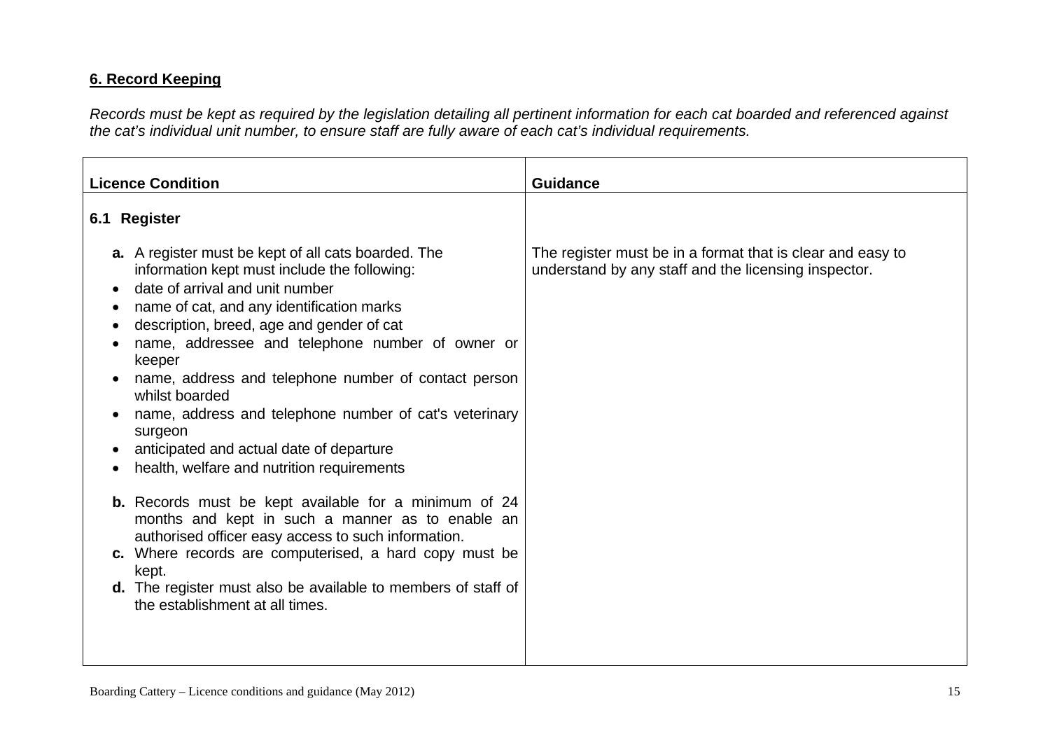## 6. Record Keeping

*Records must be kept as required by the legislation detailing all pertinent information for each cat boarded and referenced against the cat's individual unit number, to ensure staff are fully aware of each cat's individual requirements.*

| Licence Condition | Guidance |
|---|---|
| **6.1 Register**<br><br>**a.** A register must be kept of all cats boarded. The information kept must include the following:<br>• date of arrival and unit number<br>• name of cat, and any identification marks<br>• description, breed, age and gender of cat<br>• name, addressee and telephone number of owner or keeper<br>• name, address and telephone number of contact person whilst boarded<br>• name, address and telephone number of cat's veterinary surgeon<br>• anticipated and actual date of departure<br>• health, welfare and nutrition requirements<br><br>**b.** Records must be kept available for a minimum of 24 months and kept in such a manner as to enable an authorised officer easy access to such information.<br>**c.** Where records are computerised, a hard copy must be kept.<br>**d.** The register must also be available to members of staff of the establishment at all times. | The register must be in a format that is clear and easy to understand by any staff and the licensing inspector. |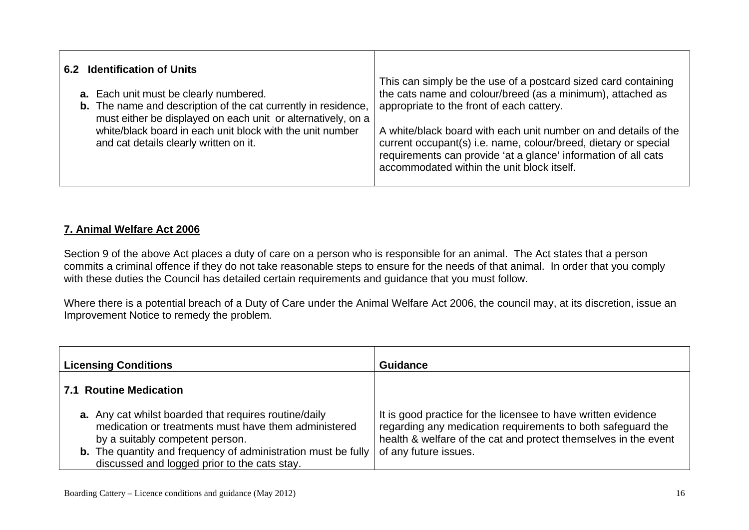| | |
|---|---|
| **6.2 Identification of Units**<br><br>**a.** Each unit must be clearly numbered.<br>**b.** The name and description of the cat currently in residence, must either be displayed on each unit or alternatively, on a white/black board in each unit block with the unit number and cat details clearly written on it. | This can simply be the use of a postcard sized card containing the cats name and colour/breed (as a minimum), attached as appropriate to the front of each cattery.<br><br>A white/black board with each unit number on and details of the current occupant(s) i.e. name, colour/breed, dietary or special requirements can provide 'at a glance' information of all cats accommodated within the unit block itself. |

## 7. Animal Welfare Act 2006

Section 9 of the above Act places a duty of care on a person who is responsible for an animal. The Act states that a person commits a criminal offence if they do not take reasonable steps to ensure for the needs of that animal. In order that you comply with these duties the Council has detailed certain requirements and guidance that you must follow.

Where there is a potential breach of a Duty of Care under the Animal Welfare Act 2006, the council may, at its discretion, issue an Improvement Notice to remedy the problem.

| Licensing Conditions | Guidance |
|---|---|
| **7.1 Routine Medication**<br><br>**a.** Any cat whilst boarded that requires routine/daily medication or treatments must have them administered by a suitably competent person.<br>**b.** The quantity and frequency of administration must be fully discussed and logged prior to the cats stay. | It is good practice for the licensee to have written evidence regarding any medication requirements to both safeguard the health & welfare of the cat and protect themselves in the event of any future issues. |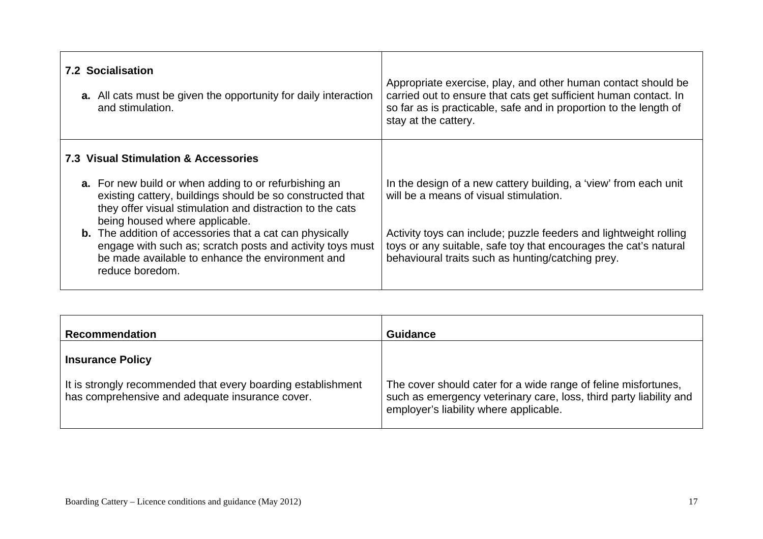| | |
|---|---|
| **7.2 Socialisation**<br><br>**a.** All cats must be given the opportunity for daily interaction and stimulation. | Appropriate exercise, play, and other human contact should be carried out to ensure that cats get sufficient human contact. In so far as is practicable, safe and in proportion to the length of stay at the cattery. |
| **7.3 Visual Stimulation & Accessories**<br><br>**a.** For new build or when adding to or refurbishing an existing cattery, buildings should be so constructed that they offer visual stimulation and distraction to the cats being housed where applicable.<br>**b.** The addition of accessories that a cat can physically engage with such as; scratch posts and activity toys must be made available to enhance the environment and reduce boredom. | In the design of a new cattery building, a 'view' from each unit will be a means of visual stimulation.<br><br>Activity toys can include; puzzle feeders and lightweight rolling toys or any suitable, safe toy that encourages the cat's natural behavioural traits such as hunting/catching prey. |

| Recommendation | Guidance |
|---|---|
| **Insurance Policy**<br><br>It is strongly recommended that every boarding establishment has comprehensive and adequate insurance cover. | The cover should cater for a wide range of feline misfortunes, such as emergency veterinary care, loss, third party liability and employer's liability where applicable. |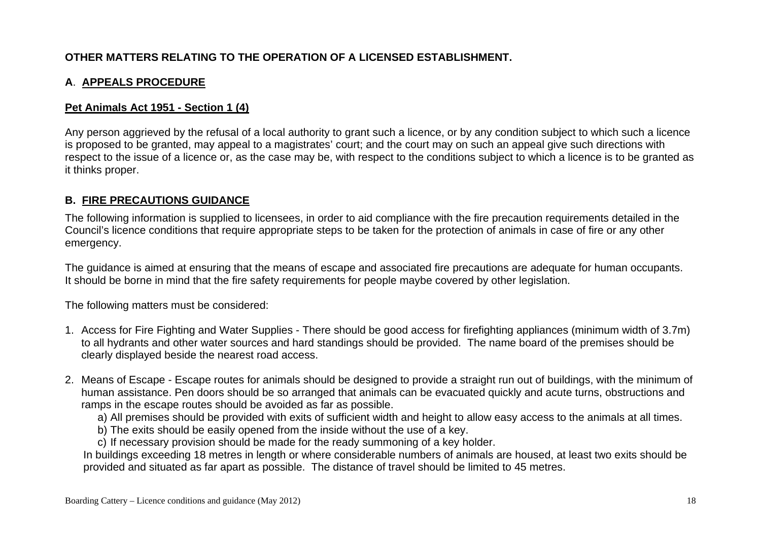**OTHER MATTERS RELATING TO THE OPERATION OF A LICENSED ESTABLISHMENT.**

## A. APPEALS PROCEDURE

### Pet Animals Act 1951 - Section 1 (4)

Any person aggrieved by the refusal of a local authority to grant such a licence, or by any condition subject to which such a licence is proposed to be granted, may appeal to a magistrates' court; and the court may on such an appeal give such directions with respect to the issue of a licence or, as the case may be, with respect to the conditions subject to which a licence is to be granted as it thinks proper.

## B. FIRE PRECAUTIONS GUIDANCE

The following information is supplied to licensees, in order to aid compliance with the fire precaution requirements detailed in the Council's licence conditions that require appropriate steps to be taken for the protection of animals in case of fire or any other emergency.

The guidance is aimed at ensuring that the means of escape and associated fire precautions are adequate for human occupants. It should be borne in mind that the fire safety requirements for people maybe covered by other legislation.

The following matters must be considered:

1. Access for Fire Fighting and Water Supplies - There should be good access for firefighting appliances (minimum width of 3.7m) to all hydrants and other water sources and hard standings should be provided. The name board of the premises should be clearly displayed beside the nearest road access.

2. Means of Escape - Escape routes for animals should be designed to provide a straight run out of buildings, with the minimum of human assistance. Pen doors should be so arranged that animals can be evacuated quickly and acute turns, obstructions and ramps in the escape routes should be avoided as far as possible.
   a) All premises should be provided with exits of sufficient width and height to allow easy access to the animals at all times.
   b) The exits should be easily opened from the inside without the use of a key.
   c) If necessary provision should be made for the ready summoning of a key holder.

   In buildings exceeding 18 metres in length or where considerable numbers of animals are housed, at least two exits should be provided and situated as far apart as possible. The distance of travel should be limited to 45 metres.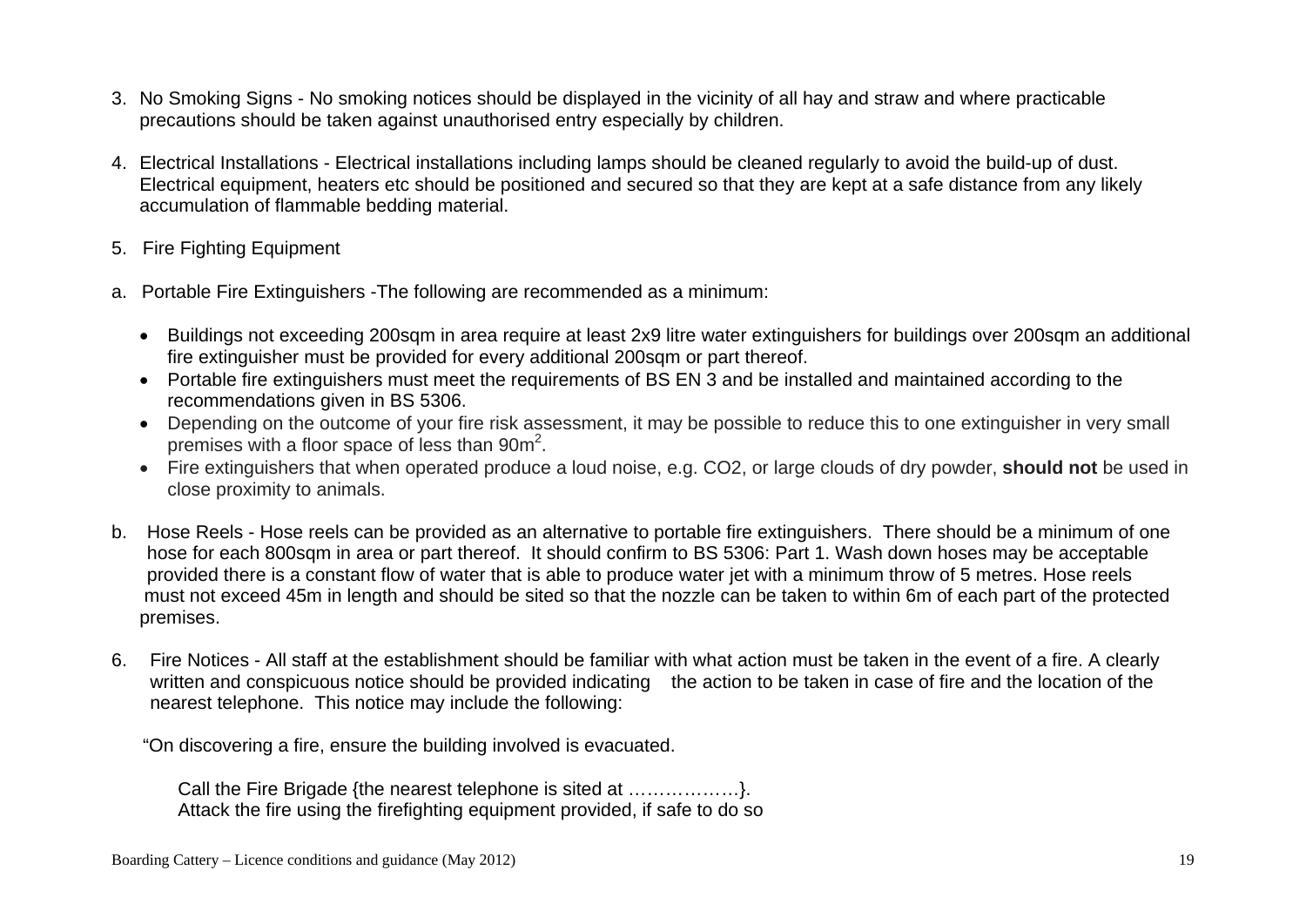3. No Smoking Signs - No smoking notices should be displayed in the vicinity of all hay and straw and where practicable precautions should be taken against unauthorised entry especially by children.

4. Electrical Installations - Electrical installations including lamps should be cleaned regularly to avoid the build-up of dust. Electrical equipment, heaters etc should be positioned and secured so that they are kept at a safe distance from any likely accumulation of flammable bedding material.

5. Fire Fighting Equipment

a. Portable Fire Extinguishers -The following are recommended as a minimum:

- Buildings not exceeding 200sqm in area require at least 2x9 litre water extinguishers for buildings over 200sqm an additional fire extinguisher must be provided for every additional 200sqm or part thereof.
- Portable fire extinguishers must meet the requirements of BS EN 3 and be installed and maintained according to the recommendations given in BS 5306.
- Depending on the outcome of your fire risk assessment, it may be possible to reduce this to one extinguisher in very small premises with a floor space of less than 90m$^2$.
- Fire extinguishers that when operated produce a loud noise, e.g. CO2, or large clouds of dry powder, **should not** be used in close proximity to animals.

b. Hose Reels - Hose reels can be provided as an alternative to portable fire extinguishers. There should be a minimum of one hose for each 800sqm in area or part thereof. It should confirm to BS 5306: Part 1. Wash down hoses may be acceptable provided there is a constant flow of water that is able to produce water jet with a minimum throw of 5 metres. Hose reels must not exceed 45m in length and should be sited so that the nozzle can be taken to within 6m of each part of the protected premises.

6. Fire Notices - All staff at the establishment should be familiar with what action must be taken in the event of a fire. A clearly written and conspicuous notice should be provided indicating the action to be taken in case of fire and the location of the nearest telephone. This notice may include the following:

"On discovering a fire, ensure the building involved is evacuated.

Call the Fire Brigade {the nearest telephone is sited at ………………}.
Attack the fire using the firefighting equipment provided, if safe to do so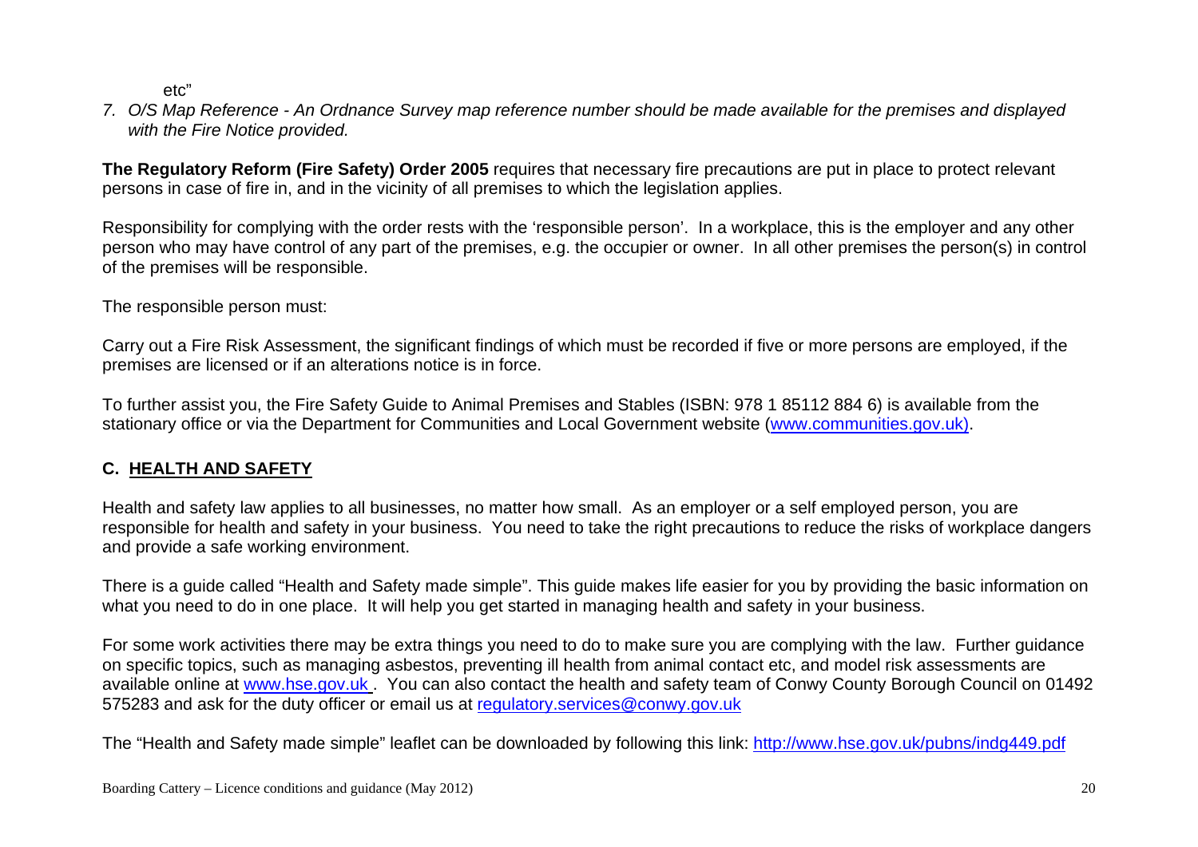etc"

7. *O/S Map Reference - An Ordnance Survey map reference number should be made available for the premises and displayed with the Fire Notice provided.*

**The Regulatory Reform (Fire Safety) Order 2005** requires that necessary fire precautions are put in place to protect relevant persons in case of fire in, and in the vicinity of all premises to which the legislation applies.

Responsibility for complying with the order rests with the 'responsible person'. In a workplace, this is the employer and any other person who may have control of any part of the premises, e.g. the occupier or owner. In all other premises the person(s) in control of the premises will be responsible.

The responsible person must:

Carry out a Fire Risk Assessment, the significant findings of which must be recorded if five or more persons are employed, if the premises are licensed or if an alterations notice is in force.

To further assist you, the Fire Safety Guide to Animal Premises and Stables (ISBN: 978 1 85112 884 6) is available from the stationary office or via the Department for Communities and Local Government website (www.communities.gov.uk).

## C. HEALTH AND SAFETY

Health and safety law applies to all businesses, no matter how small. As an employer or a self employed person, you are responsible for health and safety in your business. You need to take the right precautions to reduce the risks of workplace dangers and provide a safe working environment.

There is a guide called "Health and Safety made simple". This guide makes life easier for you by providing the basic information on what you need to do in one place. It will help you get started in managing health and safety in your business.

For some work activities there may be extra things you need to do to make sure you are complying with the law. Further guidance on specific topics, such as managing asbestos, preventing ill health from animal contact etc, and model risk assessments are available online at www.hse.gov.uk . You can also contact the health and safety team of Conwy County Borough Council on 01492 575283 and ask for the duty officer or email us at regulatory.services@conwy.gov.uk

The "Health and Safety made simple" leaflet can be downloaded by following this link: http://www.hse.gov.uk/pubns/indg449.pdf